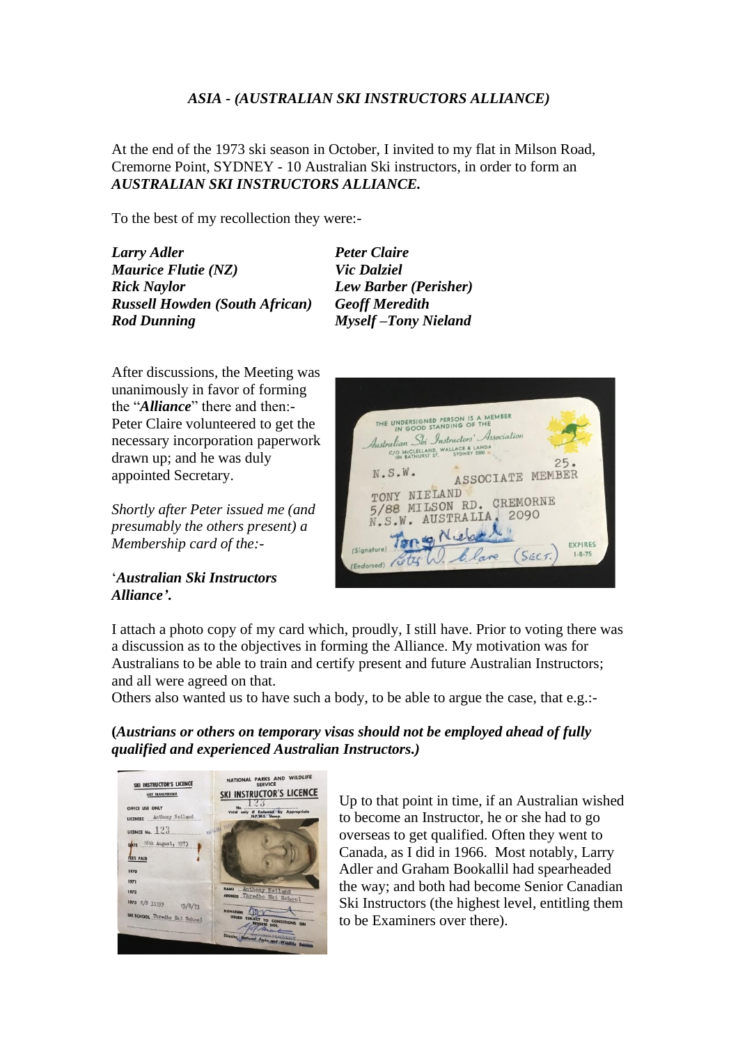*ASIA - (AUSTRALIAN SKI INSTRUCTORS ALLIANCE)*

At the end of the 1973 ski season in October, I invited to my flat in Milson Road, Cremorne Point, SYDNEY - 10 Australian Ski instructors, in order to form an ***AUSTRALIAN SKI INSTRUCTORS ALLIANCE.***

To the best of my recollection they were:-

| | |
|---|---|
| ***Larry Adler*** | ***Peter Claire*** |
| ***Maurice Flutie (NZ)*** | ***Vic Dalziel*** |
| ***Rick Naylor*** | ***Lew Barber (Perisher)*** |
| ***Russell Howden (South African)*** | ***Geoff Meredith*** |
| ***Rod Dunning*** | ***Myself –Tony Nieland*** |

After discussions, the Meeting was unanimously in favor of forming the "***Alliance***" there and then:- Peter Claire volunteered to get the necessary incorporation paperwork drawn up; and he was duly appointed Secretary.

*Shortly after Peter issued me (and presumably the others present) a Membership card of the:-*

'***Australian Ski Instructors Alliance'.***

I attach a photo copy of my card which, proudly, I still have. Prior to voting there was a discussion as to the objectives in forming the Alliance. My motivation was for Australians to be able to train and certify present and future Australian Instructors; and all were agreed on that.

Others also wanted us to have such a body, to be able to argue the case, that e.g.:-

**(*Austrians or others on temporary visas should not be employed ahead of fully qualified and experienced Australian Instructors.)***

Up to that point in time, if an Australian wished to become an Instructor, he or she had to go overseas to get qualified. Often they went to Canada, as I did in 1966. Most notably, Larry Adler and Graham Bookallil had spearheaded the way; and both had become Senior Canadian Ski Instructors (the highest level, entitling them to be Examiners over there).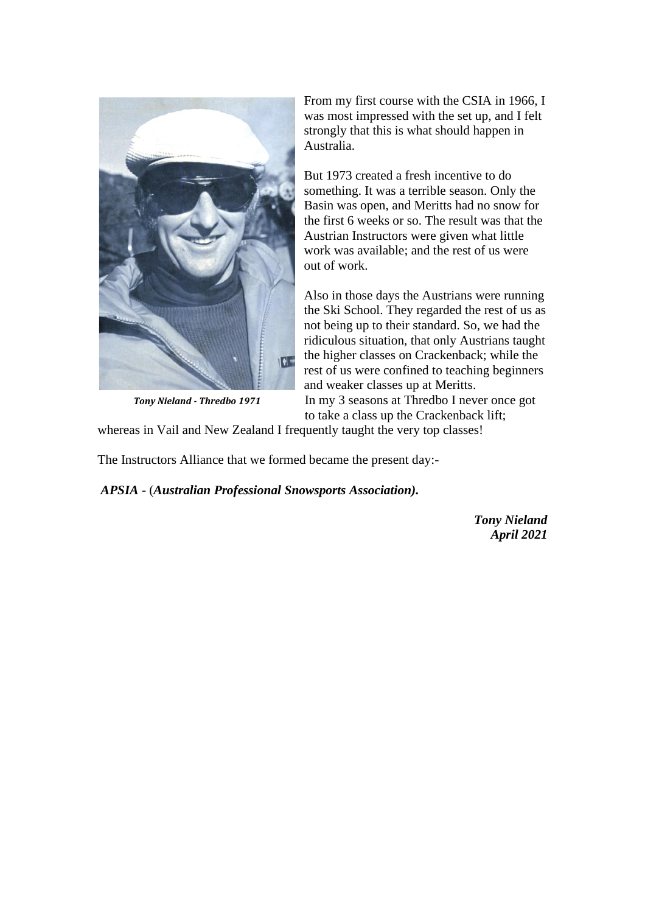Tony Nieland - Thredbo 1971

From my first course with the CSIA in 1966, I was most impressed with the set up, and I felt strongly that this is what should happen in Australia.

But 1973 created a fresh incentive to do something. It was a terrible season. Only the Basin was open, and Meritts had no snow for the first 6 weeks or so. The result was that the Austrian Instructors were given what little work was available; and the rest of us were out of work.

Also in those days the Austrians were running the Ski School. They regarded the rest of us as not being up to their standard. So, we had the ridiculous situation, that only Austrians taught the higher classes on Crackenback; while the rest of us were confined to teaching beginners and weaker classes up at Meritts.
In my 3 seasons at Thredbo I never once got to take a class up the Crackenback lift; whereas in Vail and New Zealand I frequently taught the very top classes!

The Instructors Alliance that we formed became the present day:-

***APSIA*** - (***Australian Professional Snowsports Association).***

***Tony Nieland***
***April 2021***